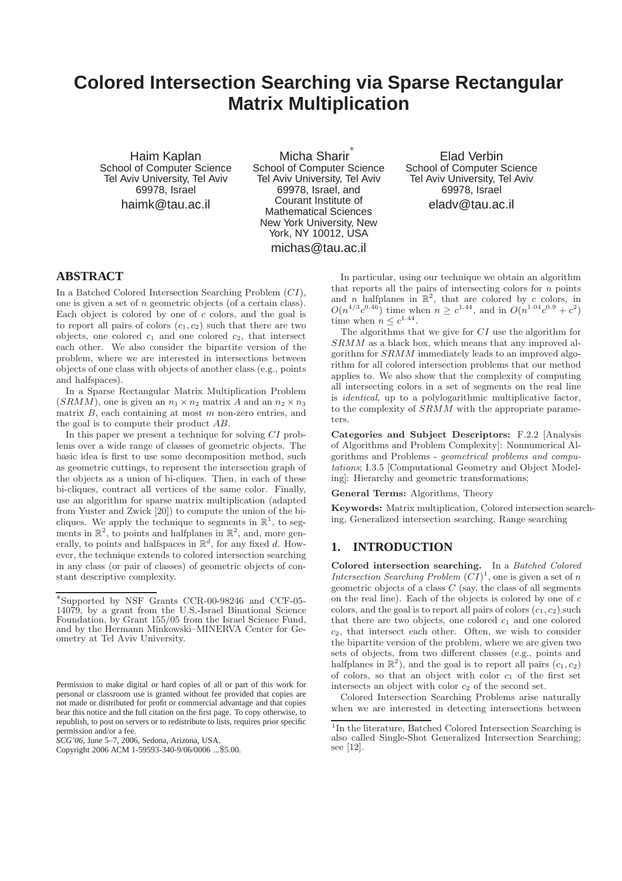# Colored Intersection Searching via Sparse Rectangular Matrix Multiplication

Haim Kaplan
School of Computer Science
Tel Aviv University, Tel Aviv
69978, Israel
haimk@tau.ac.il

Micha Sharir[*]
School of Computer Science
Tel Aviv University, Tel Aviv
69978, Israel, and
Courant Institute of
Mathematical Sciences
New York University, New
York, NY 10012, USA
michas@tau.ac.il

Elad Verbin
School of Computer Science
Tel Aviv University, Tel Aviv
69978, Israel
eladv@tau.ac.il

## ABSTRACT

In a Batched Colored Intersection Searching Problem ($CI$), one is given a set of $n$ geometric objects (of a certain class). Each object is colored by one of $c$ colors, and the goal is to report all pairs of colors $(c_1, c_2)$ such that there are two objects, one colored $c_1$ and one colored $c_2$, that intersect each other. We also consider the bipartite version of the problem, where we are interested in intersections between objects of one class with objects of another class (e.g., points and halfspaces).

In a Sparse Rectangular Matrix Multiplication Problem ($SRMM$), one is given an $n_1 \times n_2$ matrix $A$ and an $n_2 \times n_3$ matrix $B$, each containing at most $m$ non-zero entries, and the goal is to compute their product $AB$.

In this paper we present a technique for solving $CI$ problems over a wide range of classes of geometric objects. The basic idea is first to use some decomposition method, such as geometric cuttings, to represent the intersection graph of the objects as a union of bi-cliques. Then, in each of these bi-cliques, contract all vertices of the same color. Finally, use an algorithm for sparse matrix multiplication (adapted from Yuster and Zwick [20]) to compute the union of the bi-cliques. We apply the technique to segments in $\mathbb{R}^1$, to segments in $\mathbb{R}^2$, to points and halfplanes in $\mathbb{R}^2$, and, more generally, to points and halfspaces in $\mathbb{R}^d$, for any fixed $d$. However, the technique extends to colored intersection searching in any class (or pair of classes) of geometric objects of constant descriptive complexity.

In particular, using our technique we obtain an algorithm that reports all the pairs of intersecting colors for $n$ points and $n$ halfplanes in $\mathbb{R}^2$, that are colored by $c$ colors, in $O(n^{4/3}c^{0.46})$ time when $n \geq c^{1.44}$, and in $O(n^{1.04}c^{0.9} + c^2)$ time when $n \leq c^{1.44}$.

The algorithms that we give for $CI$ use the algorithm for $SRMM$ as a black box, which means that any improved algorithm for $SRMM$ immediately leads to an improved algorithm for all colored intersection problems that our method applies to. We also show that the complexity of computing all intersecting colors in a set of segments on the real line is *identical*, up to a polylogarithmic multiplicative factor, to the complexity of $SRMM$ with the appropriate parameters.

**Categories and Subject Descriptors:** F.2.2 [Analysis of Algorithms and Problem Complexity]: Nonnumerical Algorithms and Problems - *geometrical problems and computations*; I.3.5 [Computational Geometry and Object Modeling]: Hierarchy and geometric transformations;

**General Terms:** Algorithms, Theory

**Keywords:** Matrix multiplication, Colored intersection searching, Generalized intersection searching, Range searching

## 1. INTRODUCTION

**Colored intersection searching.** In a *Batched Colored Intersection Searching Problem* ($CI$)[1], one is given a set of $n$ geometric objects of a class $C$ (say, the class of all segments on the real line). Each of the objects is colored by one of $c$ colors, and the goal is to report all pairs of colors $(c_1, c_2)$ such that there are two objects, one colored $c_1$ and one colored $c_2$, that intersect each other. Often, we wish to consider the bipartite version of the problem, where we are given two sets of objects, from two different classes (e.g., points and halfplanes in $\mathbb{R}^2$), and the goal is to report all pairs $(c_1, c_2)$ of colors, so that an object with color $c_1$ of the first set intersects an object with color $c_2$ of the second set.

Colored Intersection Searching Problems arise naturally when we are interested in detecting intersections between

[*]Supported by NSF Grants CCR-00-98246 and CCF-05-14079, by a grant from the U.S.-Israel Binational Science Foundation, by Grant 155/05 from the Israel Science Fund, and by the Hermann Minkowski–MINERVA Center for Geometry at Tel Aviv University.

[1]In the literature, Batched Colored Intersection Searching is also called Single-Shot Generalized Intersection Searching; see [12].

Permission to make digital or hard copies of all or part of this work for personal or classroom use is granted without fee provided that copies are not made or distributed for profit or commercial advantage and that copies bear this notice and the full citation on the first page. To copy otherwise, to republish, to post on servers or to redistribute to lists, requires prior specific permission and/or a fee.
*SCG'06*, June 5–7, 2006, Sedona, Arizona, USA.
Copyright 2006 ACM 1-59593-340-9/06/0006 ...$5.00.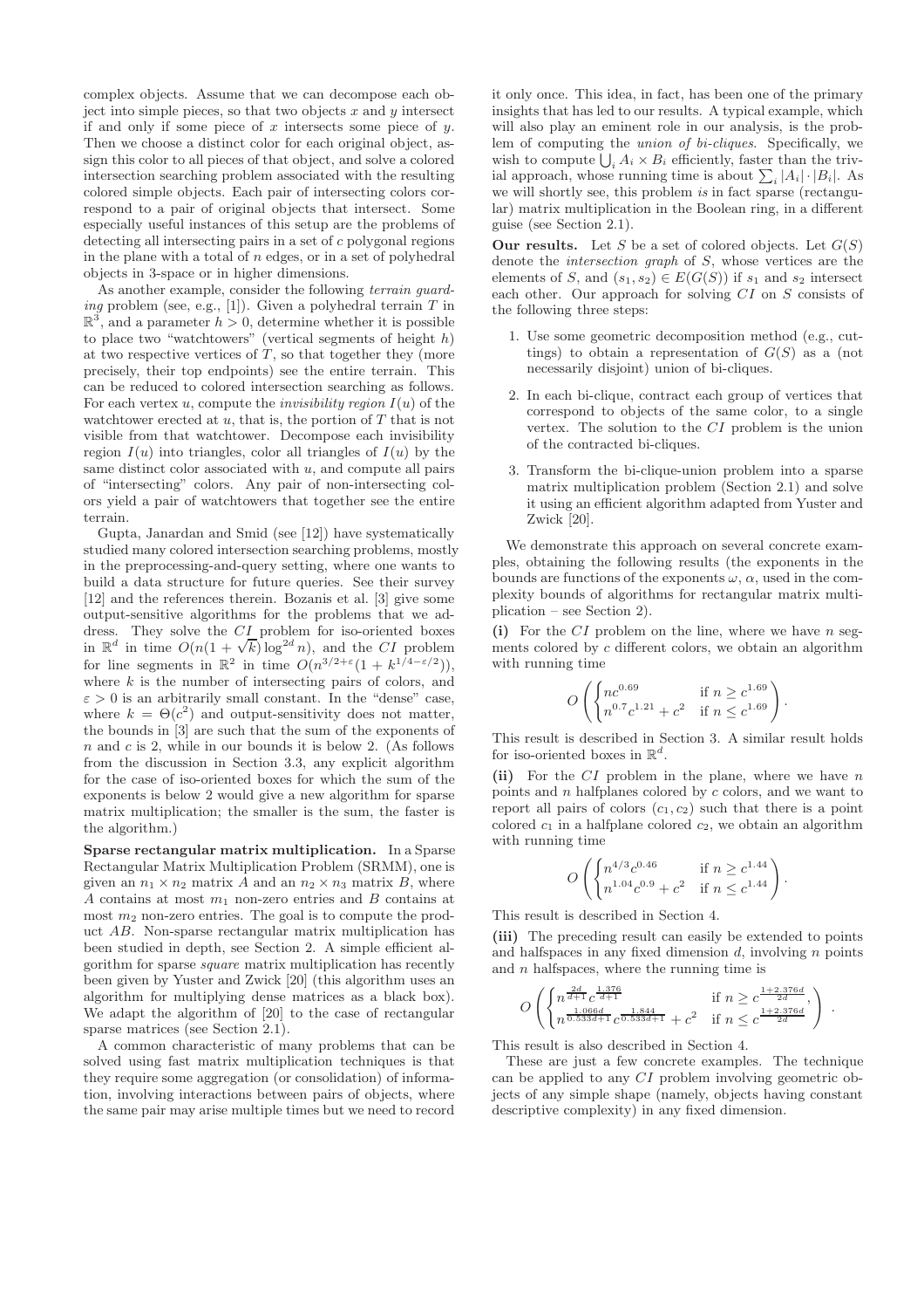complex objects. Assume that we can decompose each object into simple pieces, so that two objects $x$ and $y$ intersect if and only if some piece of $x$ intersects some piece of $y$. Then we choose a distinct color for each original object, assign this color to all pieces of that object, and solve a colored intersection searching problem associated with the resulting colored simple objects. Each pair of intersecting colors correspond to a pair of original objects that intersect. Some especially useful instances of this setup are the problems of detecting all intersecting pairs in a set of $c$ polygonal regions in the plane with a total of $n$ edges, or in a set of polyhedral objects in 3-space or in higher dimensions.

As another example, consider the following *terrain guarding* problem (see, e.g., [1]). Given a polyhedral terrain $T$ in $\mathbb{R}^3$, and a parameter $h > 0$, determine whether it is possible to place two "watchtowers" (vertical segments of height $h$) at two respective vertices of $T$, so that together they (more precisely, their top endpoints) see the entire terrain. This can be reduced to colored intersection searching as follows. For each vertex $u$, compute the *invisibility region* $I(u)$ of the watchtower erected at $u$, that is, the portion of $T$ that is not visible from that watchtower. Decompose each invisibility region $I(u)$ into triangles, color all triangles of $I(u)$ by the same distinct color associated with $u$, and compute all pairs of "intersecting" colors. Any pair of non-intersecting colors yield a pair of watchtowers that together see the entire terrain.

Gupta, Janardan and Smid (see [12]) have systematically studied many colored intersection searching problems, mostly in the preprocessing-and-query setting, where one wants to build a data structure for future queries. See their survey [12] and the references therein. Bozanis et al. [3] give some output-sensitive algorithms for the problems that we address. They solve the $CI$ problem for iso-oriented boxes in $\mathbb{R}^d$ in time $O(n(1+\sqrt{k})\log^{2d} n)$, and the $CI$ problem for line segments in $\mathbb{R}^2$ in time $O(n^{3/2+\varepsilon}(1+k^{1/4-\varepsilon/2}))$, where $k$ is the number of intersecting pairs of colors, and $\varepsilon > 0$ is an arbitrarily small constant. In the "dense" case, where $k = \Theta(c^2)$ and output-sensitivity does not matter, the bounds in [3] are such that the sum of the exponents of $n$ and $c$ is 2, while in our bounds it is below 2. (As follows from the discussion in Section 3.3, any explicit algorithm for the case of iso-oriented boxes for which the sum of the exponents is below 2 would give a new algorithm for sparse matrix multiplication; the smaller is the sum, the faster is the algorithm.)

**Sparse rectangular matrix multiplication.** In a Sparse Rectangular Matrix Multiplication Problem (SRMM), one is given an $n_1 \times n_2$ matrix $A$ and an $n_2 \times n_3$ matrix $B$, where $A$ contains at most $m_1$ non-zero entries and $B$ contains at most $m_2$ non-zero entries. The goal is to compute the product $AB$. Non-sparse rectangular matrix multiplication has been studied in depth, see Section 2. A simple efficient algorithm for sparse *square* matrix multiplication has recently been given by Yuster and Zwick [20] (this algorithm uses an algorithm for multiplying dense matrices as a black box). We adapt the algorithm of [20] to the case of rectangular sparse matrices (see Section 2.1).

A common characteristic of many problems that can be solved using fast matrix multiplication techniques is that they require some aggregation (or consolidation) of information, involving interactions between pairs of objects, where the same pair may arise multiple times but we need to record it only once. This idea, in fact, has been one of the primary insights that has led to our results. A typical example, which will also play an eminent role in our analysis, is the problem of computing the *union of bi-cliques*. Specifically, we wish to compute $\bigcup_i A_i \times B_i$ efficiently, faster than the trivial approach, whose running time is about $\sum_i |A_i| \cdot |B_i|$. As we will shortly see, this problem *is* in fact sparse (rectangular) matrix multiplication in the Boolean ring, in a different guise (see Section 2.1).

**Our results.** Let $S$ be a set of colored objects. Let $G(S)$ denote the *intersection graph* of $S$, whose vertices are the elements of $S$, and $(s_1, s_2) \in E(G(S))$ if $s_1$ and $s_2$ intersect each other. Our approach for solving $CI$ on $S$ consists of the following three steps:

1. Use some geometric decomposition method (e.g., cuttings) to obtain a representation of $G(S)$ as a (not necessarily disjoint) union of bi-cliques.
2. In each bi-clique, contract each group of vertices that correspond to objects of the same color, to a single vertex. The solution to the $CI$ problem is the union of the contracted bi-cliques.
3. Transform the bi-clique-union problem into a sparse matrix multiplication problem (Section 2.1) and solve it using an efficient algorithm adapted from Yuster and Zwick [20].

We demonstrate this approach on several concrete examples, obtaining the following results (the exponents in the bounds are functions of the exponents $\omega$, $\alpha$, used in the complexity bounds of algorithms for rectangular matrix multiplication – see Section 2).

**(i)** For the $CI$ problem on the line, where we have $n$ segments colored by $c$ different colors, we obtain an algorithm with running time

$$O\left(\begin{cases} nc^{0.69} & \text{if } n \geq c^{1.69} \\ n^{0.7}c^{1.21} + c^2 & \text{if } n \leq c^{1.69} \end{cases}\right).$$

This result is described in Section 3. A similar result holds for iso-oriented boxes in $\mathbb{R}^d$.

**(ii)** For the $CI$ problem in the plane, where we have $n$ points and $n$ halfplanes colored by $c$ colors, and we want to report all pairs of colors $(c_1, c_2)$ such that there is a point colored $c_1$ in a halfplane colored $c_2$, we obtain an algorithm with running time

$$O\left(\begin{cases} n^{4/3}c^{0.46} & \text{if } n \geq c^{1.44} \\ n^{1.04}c^{0.9} + c^2 & \text{if } n \leq c^{1.44} \end{cases}\right).$$

This result is described in Section 4.

**(iii)** The preceding result can easily be extended to points and halfspaces in any fixed dimension $d$, involving $n$ points and $n$ halfspaces, where the running time is

$$O\left(\begin{cases} n^{\frac{2d}{d+1}}c^{\frac{1.376}{d+1}} & \text{if } n \geq c^{\frac{1+2.376d}{2d}}, \\ n^{\frac{1.066d}{0.533d+1}}c^{\frac{1.844}{0.533d+1}} + c^2 & \text{if } n \leq c^{\frac{1+2.376d}{2d}} \end{cases}\right).$$

This result is also described in Section 4.

These are just a few concrete examples. The technique can be applied to any $CI$ problem involving geometric objects of any simple shape (namely, objects having constant descriptive complexity) in any fixed dimension.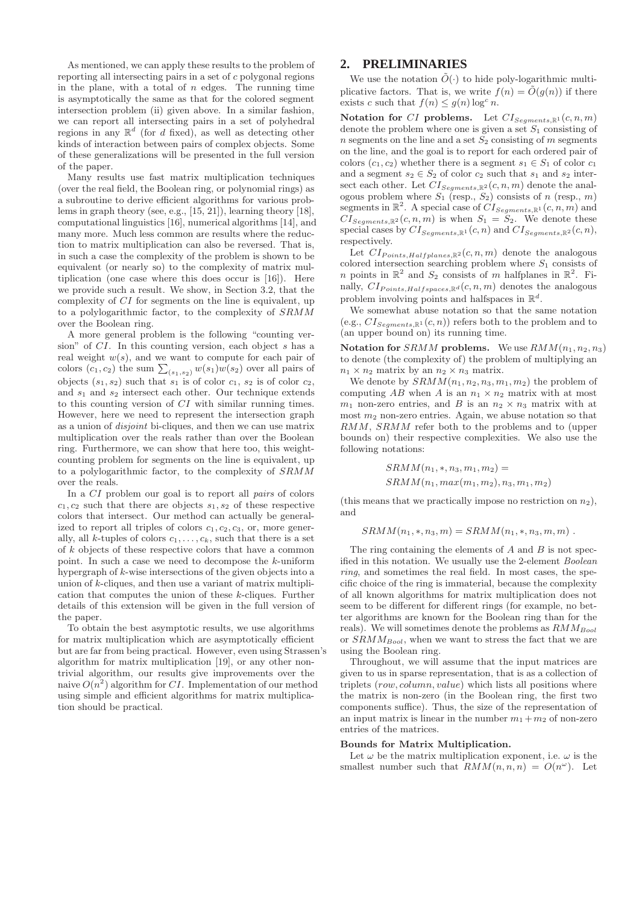As mentioned, we can apply these results to the problem of reporting all intersecting pairs in a set of $c$ polygonal regions in the plane, with a total of $n$ edges. The running time is asymptotically the same as that for the colored segment intersection problem (ii) given above. In a similar fashion, we can report all intersecting pairs in a set of polyhedral regions in any $\mathbb{R}^d$ (for $d$ fixed), as well as detecting other kinds of interaction between pairs of complex objects. Some of these generalizations will be presented in the full version of the paper.

Many results use fast matrix multiplication techniques (over the real field, the Boolean ring, or polynomial rings) as a subroutine to derive efficient algorithms for various problems in graph theory (see, e.g., [15, 21]), learning theory [18], computational linguistics [16], numerical algorithms [14], and many more. Much less common are results where the reduction to matrix multiplication can also be reversed. That is, in such a case the complexity of the problem is shown to be equivalent (or nearly so) to the complexity of matrix multiplication (one case where this does occur is [16]). Here we provide such a result. We show, in Section 3.2, that the complexity of $CI$ for segments on the line is equivalent, up to a polylogarithmic factor, to the complexity of $SRMM$ over the Boolean ring.

A more general problem is the following "counting version" of $CI$. In this counting version, each object $s$ has a real weight $w(s)$, and we want to compute for each pair of colors $(c_1, c_2)$ the sum $\sum_{(s_1,s_2)} w(s_1)w(s_2)$ over all pairs of objects $(s_1, s_2)$ such that $s_1$ is of color $c_1$, $s_2$ is of color $c_2$, and $s_1$ and $s_2$ intersect each other. Our technique extends to this counting version of $CI$ with similar running times. However, here we need to represent the intersection graph as a union of *disjoint* bi-cliques, and then we can use matrix multiplication over the reals rather than over the Boolean ring. Furthermore, we can show that here too, this weight-counting problem for segments on the line is equivalent, up to a polylogarithmic factor, to the complexity of $SRMM$ over the reals.

In a $CI$ problem our goal is to report all *pairs* of colors $c_1, c_2$ such that there are objects $s_1, s_2$ of these respective colors that intersect. Our method can actually be generalized to report all triples of colors $c_1, c_2, c_3$, or, more generally, all $k$-tuples of colors $c_1, \ldots, c_k$, such that there is a set of $k$ objects of these respective colors that have a common point. In such a case we need to decompose the $k$-uniform hypergraph of $k$-wise intersections of the given objects into a union of $k$-cliques, and then use a variant of matrix multiplication that computes the union of these $k$-cliques. Further details of this extension will be given in the full version of the paper.

To obtain the best asymptotic results, we use algorithms for matrix multiplication which are asymptotically efficient but are far from being practical. However, even using Strassen's algorithm for matrix multiplication [19], or any other non-trivial algorithm, our results give improvements over the naive $O(n^2)$ algorithm for $CI$. Implementation of our method using simple and efficient algorithms for matrix multiplication should be practical.

## 2. PRELIMINARIES

We use the notation $\tilde{O}(\cdot)$ to hide poly-logarithmic multiplicative factors. That is, we write $f(n) = \tilde{O}(g(n))$ if there exists $c$ such that $f(n) \leq g(n) \log^c n$.

**Notation for $CI$ problems.** Let $CI_{Segments,\mathbb{R}^1}(c, n, m)$ denote the problem where one is given a set $S_1$ consisting of $n$ segments on the line and a set $S_2$ consisting of $m$ segments on the line, and the goal is to report for each ordered pair of colors $(c_1, c_2)$ whether there is a segment $s_1 \in S_1$ of color $c_1$ and a segment $s_2 \in S_2$ of color $c_2$ such that $s_1$ and $s_2$ intersect each other. Let $CI_{Segments,\mathbb{R}^2}(c, n, m)$ denote the analogous problem where $S_1$ (resp., $S_2$) consists of $n$ (resp., $m$) segments in $\mathbb{R}^2$. A special case of $CI_{Segments,\mathbb{R}^1}(c, n, m)$ and $CI_{Segments,\mathbb{R}^2}(c, n, m)$ is when $S_1 = S_2$. We denote these special cases by $CI_{Segments,\mathbb{R}^1}(c, n)$ and $CI_{Segments,\mathbb{R}^2}(c, n)$, respectively.

Let $CI_{Points,Halfplanes,\mathbb{R}^2}(c, n, m)$ denote the analogous colored intersection searching problem where $S_1$ consists of $n$ points in $\mathbb{R}^2$ and $S_2$ consists of $m$ halfplanes in $\mathbb{R}^2$. Finally, $CI_{Points,Halfspaces,\mathbb{R}^d}(c, n, m)$ denotes the analogous problem involving points and halfspaces in $\mathbb{R}^d$.

We somewhat abuse notation so that the same notation (e.g., $CI_{Segments,\mathbb{R}^1}(c, n)$) refers both to the problem and to (an upper bound on) its running time.

**Notation for $SRMM$ problems.** We use $RMM(n_1, n_2, n_3)$ to denote (the complexity of) the problem of multiplying an $n_1 \times n_2$ matrix by an $n_2 \times n_3$ matrix.

We denote by $SRMM(n_1, n_2, n_3, m_1, m_2)$ the problem of computing $AB$ when $A$ is an $n_1 \times n_2$ matrix with at most $m_1$ non-zero entries, and $B$ is an $n_2 \times n_3$ matrix with at most $m_2$ non-zero entries. Again, we abuse notation so that $RMM$, $SRMM$ refer both to the problems and to (upper bounds on) their respective complexities. We also use the following notations:

$$SRMM(n_1, *, n_3, m_1, m_2) =$$
$$SRMM(n_1, max(m_1, m_2), n_3, m_1, m_2)$$

(this means that we practically impose no restriction on $n_2$), and

$$SRMM(n_1, *, n_3, m) = SRMM(n_1, *, n_3, m, m) \; .$$

The ring containing the elements of $A$ and $B$ is not specified in this notation. We usually use the 2-element *Boolean ring*, and sometimes the real field. In most cases, the specific choice of the ring is immaterial, because the complexity of all known algorithms for matrix multiplication does not seem to be different for different rings (for example, no better algorithms are known for the Boolean ring than for the reals). We will sometimes denote the problems as $RMM_{Bool}$ or $SRMM_{Bool}$, when we want to stress the fact that we are using the Boolean ring.

Throughout, we will assume that the input matrices are given to us in sparse representation, that is as a collection of triplets $(row, column, value)$ which lists all positions where the matrix is non-zero (in the Boolean ring, the first two components suffice). Thus, the size of the representation of an input matrix is linear in the number $m_1 + m_2$ of non-zero entries of the matrices.

**Bounds for Matrix Multiplication.**

Let $\omega$ be the matrix multiplication exponent, i.e. $\omega$ is the smallest number such that $RMM(n, n, n) = O(n^{\omega})$. Let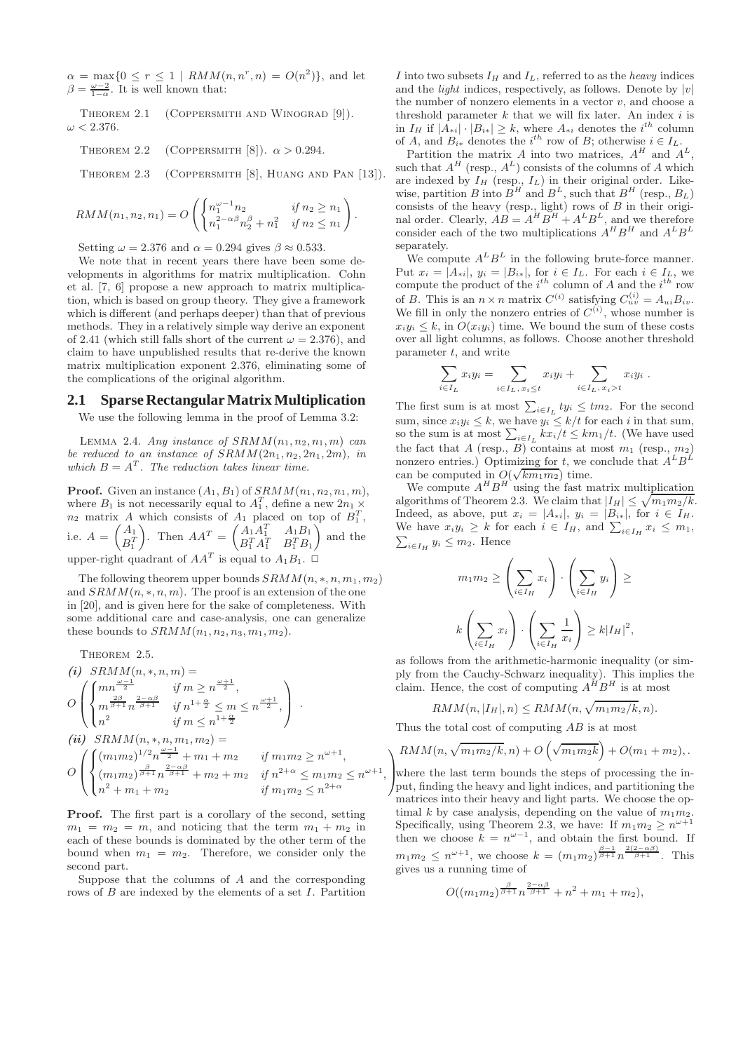$\alpha = \max\{0 \le r \le 1 \mid RMM(n, n^r, n) = O(n^2)\}$, and let $\beta = \frac{\omega-2}{1-\alpha}$. It is well known that:

Theorem 2.1 (Coppersmith and Winograd [9]). $\omega < 2.376$.

Theorem 2.2 (Coppersmith [8]). $\alpha > 0.294$.

Theorem 2.3 (Coppersmith [8], Huang and Pan [13]).

$$RMM(n_1, n_2, n_1) = O\left(\begin{cases} n_1^{\omega-1} n_2 & \text{if } n_2 \ge n_1 \\ n_1^{2-\alpha\beta} n_2^{\beta} + n_1^2 & \text{if } n_2 \le n_1 \end{cases}\right).$$

Setting $\omega = 2.376$ and $\alpha = 0.294$ gives $\beta \approx 0.533$.

We note that in recent years there have been some developments in algorithms for matrix multiplication. Cohn et al. [7, 6] propose a new approach to matrix multiplication, which is based on group theory. They give a framework which is different (and perhaps deeper) than that of previous methods. They in a relatively simple way derive an exponent of 2.41 (which still falls short of the current $\omega = 2.376$), and claim to have unpublished results that re-derive the known matrix multiplication exponent 2.376, eliminating some of the complications of the original algorithm.

## 2.1 Sparse Rectangular Matrix Multiplication

We use the following lemma in the proof of Lemma 3.2:

Lemma 2.4. *Any instance of $SRMM(n_1, n_2, n_1, m)$ can be reduced to an instance of $SRMM(2n_1, n_2, 2n_1, 2m)$, in which $B = A^T$. The reduction takes linear time.*

**Proof.** Given an instance $(A_1, B_1)$ of $SRMM(n_1, n_2, n_1, m)$, where $B_1$ is not necessarily equal to $A_1^T$, define a new $2n_1 \times n_2$ matrix $A$ which consists of $A_1$ placed on top of $B_1^T$, i.e. $A = \begin{pmatrix} A_1 \\ B_1^T \end{pmatrix}$. Then $AA^T = \begin{pmatrix} A_1A_1^T & A_1B_1 \\ B_1^TA_1^T & B_1^TB_1 \end{pmatrix}$ and the upper-right quadrant of $AA^T$ is equal to $A_1B_1$. $\square$

The following theorem upper bounds $SRMM(n, *, n, m_1, m_2)$ and $SRMM(n, *, n, m)$. The proof is an extension of the one in [20], and is given here for the sake of completeness. With some additional care and case-analysis, one can generalize these bounds to $SRMM(n_1, n_2, n_3, m_1, m_2)$.

Theorem 2.5.

***(i)*** $SRMM(n, *, n, m) =$

$$O\left(\begin{cases} mn^{\frac{\omega-1}{2}} & \text{if } m \ge n^{\frac{\omega+1}{2}}, \\ m^{\frac{2\beta}{\beta+1}} n^{\frac{2-\alpha\beta}{\beta+1}} & \text{if } n^{1+\frac{\alpha}{2}} \le m \le n^{\frac{\omega+1}{2}}, \\ n^2 & \text{if } m \le n^{1+\frac{\alpha}{2}} \end{cases}\right).$$

***(ii)*** $SRMM(n, *, n, m_1, m_2) =$

$$O\left(\begin{cases} (m_1m_2)^{1/2} n^{\frac{\omega-1}{2}} + m_1 + m_2 & \text{if } m_1m_2 \ge n^{\omega+1}, \\ (m_1m_2)^{\frac{\beta}{\beta+1}} n^{\frac{2-\alpha\beta}{\beta+1}} + m_2 + m_2 & \text{if } n^{2+\alpha} \le m_1m_2 \le n^{\omega+1}, \\ n^2 + m_1 + m_2 & \text{if } m_1m_2 \le n^{2+\alpha} \end{cases}\right)$$

**Proof.** The first part is a corollary of the second, setting $m_1 = m_2 = m$, and noticing that the term $m_1 + m_2$ in each of these bounds is dominated by the other term of the bound when $m_1 = m_2$. Therefore, we consider only the second part.

Suppose that the columns of $A$ and the corresponding rows of $B$ are indexed by the elements of a set $I$. Partition $I$ into two subsets $I_H$ and $I_L$, referred to as the *heavy* indices and the *light* indices, respectively, as follows. Denote by $|v|$ the number of nonzero elements in a vector $v$, and choose a threshold parameter $k$ that we will fix later. An index $i$ is in $I_H$ if $|A_{*i}| \cdot |B_{i*}| \ge k$, where $A_{*i}$ denotes the $i^{th}$ column of $A$, and $B_{i*}$ denotes the $i^{th}$ row of $B$; otherwise $i \in I_L$.

Partition the matrix $A$ into two matrices, $A^H$ and $A^L$, such that $A^H$ (resp., $A^L$) consists of the columns of $A$ which are indexed by $I_H$ (resp., $I_L$) in their original order. Likewise, partition $B$ into $B^H$ and $B^L$, such that $B^H$ (resp., $B_L$) consists of the heavy (resp., light) rows of $B$ in their original order. Clearly, $AB = A^HB^H + A^LB^L$, and we therefore consider each of the two multiplications $A^HB^H$ and $A^LB^L$ separately.

We compute $A^LB^L$ in the following brute-force manner. Put $x_i = |A_{*i}|$, $y_i = |B_{i*}|$, for $i \in I_L$. For each $i \in I_L$, we compute the product of the $i^{th}$ column of $A$ and the $i^{th}$ row of $B$. This is an $n \times n$ matrix $C^{(i)}$ satisfying $C^{(i)}_{uv} = A_{ui}B_{iv}$. We fill in only the nonzero entries of $C^{(i)}$, whose number is $x_iy_i \le k$, in $O(x_iy_i)$ time. We bound the sum of these costs over all light columns, as follows. Choose another threshold parameter $t$, and write

$$\sum_{i \in I_L} x_iy_i = \sum_{i \in I_L,\, x_i \le t} x_iy_i + \sum_{i \in I_L,\, x_i > t} x_iy_i .$$

The first sum is at most $\sum_{i \in I_L} ty_i \le tm_2$. For the second sum, since $x_iy_i \le k$, we have $y_i \le k/t$ for each $i$ in that sum, so the sum is at most $\sum_{i \in I_L} kx_i/t \le km_1/t$. (We have used the fact that $A$ (resp., $B$) contains at most $m_1$ (resp., $m_2$) nonzero entries.) Optimizing for $t$, we conclude that $A^LB^L$ can be computed in $O(\sqrt{km_1m_2})$ time.

We compute $A^HB^H$ using the fast matrix multiplication algorithms of Theorem 2.3. We claim that $|I_H| \le \sqrt{m_1m_2/k}$. Indeed, as above, put $x_i = |A_{*i}|$, $y_i = |B_{i*}|$, for $i \in I_H$. We have $x_iy_i \ge k$ for each $i \in I_H$, and $\sum_{i \in I_H} x_i \le m_1$, $\sum_{i \in I_H} y_i \le m_2$. Hence

$$m_1m_2 \ge \left(\sum_{i \in I_H} x_i\right) \cdot \left(\sum_{i \in I_H} y_i\right) \ge$$

$$k\left(\sum_{i \in I_H} x_i\right) \cdot \left(\sum_{i \in I_H} \frac{1}{x_i}\right) \ge k|I_H|^2,$$

as follows from the arithmetic-harmonic inequality (or simply from the Cauchy-Schwarz inequality). This implies the claim. Hence, the cost of computing $A^HB^H$ is at most

$$RMM(n, |I_H|, n) \le RMM(n, \sqrt{m_1m_2/k}, n).$$

Thus the total cost of computing $AB$ is at most

$$RMM(n, \sqrt{m_1m_2/k}, n) + O\left(\sqrt{m_1m_2k}\right) + O(m_1 + m_2), .$$

where the last term bounds the steps of processing the input, finding the heavy and light indices, and partitioning the matrices into their heavy and light parts. We choose the optimal $k$ by case analysis, depending on the value of $m_1m_2$. Specifically, using Theorem 2.3, we have: If $m_1m_2 \ge n^{\omega+1}$ then we choose $k = n^{\omega-1}$, and obtain the first bound. If $m_1m_2 \le n^{\omega+1}$, we choose $k = (m_1m_2)^{\frac{\beta-1}{\beta+1}} n^{\frac{2(2-\alpha\beta)}{\beta+1}}$. This gives us a running time of

$$O((m_1m_2)^{\frac{\beta}{\beta+1}} n^{\frac{2-\alpha\beta}{\beta+1}} + n^2 + m_1 + m_2),$$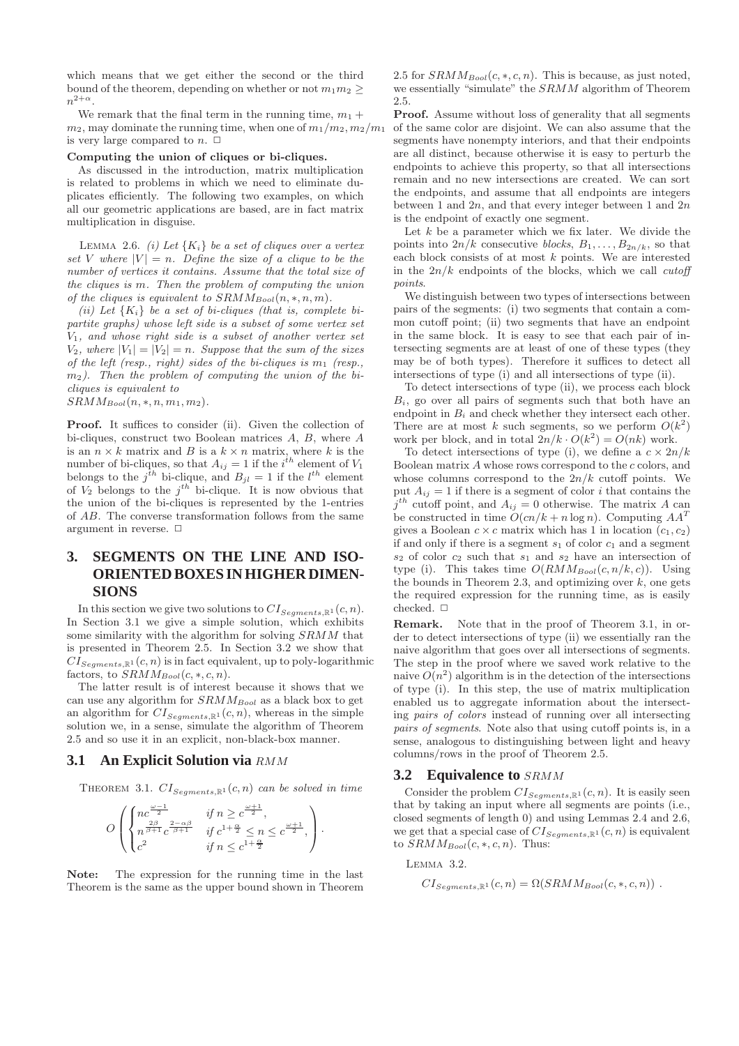which means that we get either the second or the third bound of the theorem, depending on whether or not $m_1 m_2 \geq n^{2+\alpha}$.

We remark that the final term in the running time, $m_1 + m_2$, may dominate the running time, when one of $m_1/m_2, m_2/m_1$ is very large compared to $n$. $\Box$

**Computing the union of cliques or bi-cliques.**

As discussed in the introduction, matrix multiplication is related to problems in which we need to eliminate duplicates efficiently. The following two examples, on which all our geometric applications are based, are in fact matrix multiplication in disguise.

LEMMA 2.6. *(i) Let $\{K_i\}$ be a set of cliques over a vertex set $V$ where $|V| = n$. Define the* size *of a clique to be the number of vertices it contains. Assume that the total size of the cliques is $m$. Then the problem of computing the union of the cliques is equivalent to $SRMM_{Bool}(n, *, n, m)$.*

*(ii) Let $\{K_i\}$ be a set of bi-cliques (that is, complete bipartite graphs) whose left side is a subset of some vertex set $V_1$, and whose right side is a subset of another vertex set $V_2$, where $|V_1| = |V_2| = n$. Suppose that the sum of the sizes of the left (resp., right) sides of the bi-cliques is $m_1$ (resp., $m_2$). Then the problem of computing the union of the bi-cliques is equivalent to*
*$SRMM_{Bool}(n, *, n, m_1, m_2)$.*

**Proof.** It suffices to consider (ii). Given the collection of bi-cliques, construct two Boolean matrices $A$, $B$, where $A$ is an $n \times k$ matrix and $B$ is a $k \times n$ matrix, where $k$ is the number of bi-cliques, so that $A_{ij} = 1$ if the $i^{th}$ element of $V_1$ belongs to the $j^{th}$ bi-clique, and $B_{jl} = 1$ if the $l^{th}$ element of $V_2$ belongs to the $j^{th}$ bi-clique. It is now obvious that the union of the bi-cliques is represented by the 1-entries of $AB$. The converse transformation follows from the same argument in reverse. $\Box$

# 3. SEGMENTS ON THE LINE AND ISO-ORIENTED BOXES IN HIGHER DIMENSIONS

In this section we give two solutions to $CI_{Segments,\mathbb{R}^1}(c, n)$. In Section 3.1 we give a simple solution, which exhibits some similarity with the algorithm for solving $SRMM$ that is presented in Theorem 2.5. In Section 3.2 we show that $CI_{Segments,\mathbb{R}^1}(c, n)$ is in fact equivalent, up to poly-logarithmic factors, to $SRMM_{Bool}(c, *, c, n)$.

The latter result is of interest because it shows that we can use any algorithm for $SRMM_{Bool}$ as a black box to get an algorithm for $CI_{Segments,\mathbb{R}^1}(c, n)$, whereas in the simple solution we, in a sense, simulate the algorithm of Theorem 2.5 and so use it in an explicit, non-black-box manner.

## 3.1 An Explicit Solution via $RMM$

THEOREM 3.1. *$CI_{Segments,\mathbb{R}^1}(c, n)$ can be solved in time*

$$O\left(\begin{cases} nc^{\frac{\omega-1}{2}} & \text{if } n \geq c^{\frac{\omega+1}{2}}, \\ n^{\frac{2\beta}{\beta+1}} c^{\frac{2-\alpha\beta}{\beta+1}} & \text{if } c^{1+\frac{\alpha}{2}} \leq n \leq c^{\frac{\omega+1}{2}}, \\ c^2 & \text{if } n \leq c^{1+\frac{\alpha}{2}} \end{cases}\right).$$

**Note:** The expression for the running time in the last Theorem is the same as the upper bound shown in Theorem 2.5 for $SRMM_{Bool}(c, *, c, n)$. This is because, as just noted, we essentially "simulate" the $SRMM$ algorithm of Theorem 2.5.

**Proof.** Assume without loss of generality that all segments of the same color are disjoint. We can also assume that the segments have nonempty interiors, and that their endpoints are all distinct, because otherwise it is easy to perturb the endpoints to achieve this property, so that all intersections remain and no new intersections are created. We can sort the endpoints, and assume that all endpoints are integers between 1 and $2n$, and that every integer between 1 and $2n$ is the endpoint of exactly one segment.

Let $k$ be a parameter which we fix later. We divide the points into $2n/k$ consecutive *blocks*, $B_1, \ldots, B_{2n/k}$, so that each block consists of at most $k$ points. We are interested in the $2n/k$ endpoints of the blocks, which we call *cutoff points*.

We distinguish between two types of intersections between pairs of the segments: (i) two segments that contain a common cutoff point; (ii) two segments that have an endpoint in the same block. It is easy to see that each pair of intersecting segments are at least of one of these types (they may be of both types). Therefore it suffices to detect all intersections of type (i) and all intersections of type (ii).

To detect intersections of type (ii), we process each block $B_i$, go over all pairs of segments such that both have an endpoint in $B_i$ and check whether they intersect each other. There are at most $k$ such segments, so we perform $O(k^2)$ work per block, and in total $2n/k \cdot O(k^2) = O(nk)$ work.

To detect intersections of type (i), we define a $c \times 2n/k$ Boolean matrix $A$ whose rows correspond to the $c$ colors, and whose columns correspond to the $2n/k$ cutoff points. We put $A_{ij} = 1$ if there is a segment of color $i$ that contains the $j^{th}$ cutoff point, and $A_{ij} = 0$ otherwise. The matrix $A$ can be constructed in time $O(cn/k + n \log n)$. Computing $AA^T$ gives a Boolean $c \times c$ matrix which has 1 in location $(c_1, c_2)$ if and only if there is a segment $s_1$ of color $c_1$ and a segment $s_2$ of color $c_2$ such that $s_1$ and $s_2$ have an intersection of type (i). This takes time $O(RMM_{Bool}(c, n/k, c))$. Using the bounds in Theorem 2.3, and optimizing over $k$, one gets the required expression for the running time, as is easily checked. $\Box$

**Remark.** Note that in the proof of Theorem 3.1, in order to detect intersections of type (ii) we essentially ran the naive algorithm that goes over all intersections of segments. The step in the proof where we saved work relative to the naive $O(n^2)$ algorithm is in the detection of the intersections of type (i). In this step, the use of matrix multiplication enabled us to aggregate information about the intersecting *pairs of colors* instead of running over all intersecting *pairs of segments*. Note also that using cutoff points is, in a sense, analogous to distinguishing between light and heavy columns/rows in the proof of Theorem 2.5.

## 3.2 Equivalence to $SRMM$

Consider the problem $CI_{Segments,\mathbb{R}^1}(c, n)$. It is easily seen that by taking an input where all segments are points (i.e., closed segments of length 0) and using Lemmas 2.4 and 2.6, we get that a special case of $CI_{Segments,\mathbb{R}^1}(c, n)$ is equivalent to $SRMM_{Bool}(c, *, c, n)$. Thus:

LEMMA 3.2.

$$CI_{Segments,\mathbb{R}^1}(c, n) = \Omega(SRMM_{Bool}(c, *, c, n)) .$$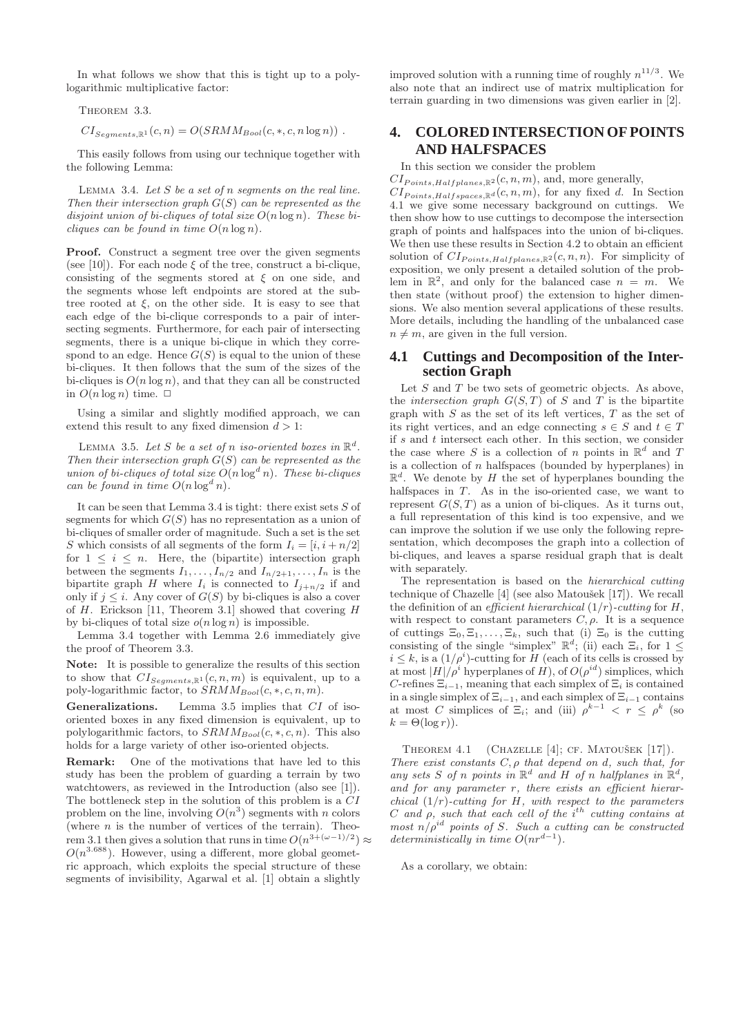In what follows we show that this is tight up to a polylogarithmic multiplicative factor:

Theorem 3.3.

$$CI_{Segments,\mathbb{R}^1}(c,n) = O(SRMM_{Bool}(c,*,c,n\log n)) \; .$$

This easily follows from using our technique together with the following Lemma:

Lemma 3.4. *Let $S$ be a set of $n$ segments on the real line. Then their intersection graph $G(S)$ can be represented as the disjoint union of bi-cliques of total size $O(n \log n)$. These bi-cliques can be found in time $O(n \log n)$.*

**Proof.** Construct a segment tree over the given segments (see [10]). For each node $\xi$ of the tree, construct a bi-clique, consisting of the segments stored at $\xi$ on one side, and the segments whose left endpoints are stored at the subtree rooted at $\xi$, on the other side. It is easy to see that each edge of the bi-clique corresponds to a pair of intersecting segments. Furthermore, for each pair of intersecting segments, there is a unique bi-clique in which they correspond to an edge. Hence $G(S)$ is equal to the union of these bi-cliques. It then follows that the sum of the sizes of the bi-cliques is $O(n \log n)$, and that they can all be constructed in $O(n \log n)$ time. $\Box$

Using a similar and slightly modified approach, we can extend this result to any fixed dimension $d > 1$:

Lemma 3.5. *Let $S$ be a set of $n$ iso-oriented boxes in $\mathbb{R}^d$. Then their intersection graph $G(S)$ can be represented as the union of bi-cliques of total size $O(n \log^d n)$. These bi-cliques can be found in time $O(n \log^d n)$.*

It can be seen that Lemma 3.4 is tight: there exist sets $S$ of segments for which $G(S)$ has no representation as a union of bi-cliques of smaller order of magnitude. Such a set is the set $S$ which consists of all segments of the form $I_i = [i, i + n/2]$ for $1 \le i \le n$. Here, the (bipartite) intersection graph between the segments $I_1, \ldots, I_{n/2}$ and $I_{n/2+1}, \ldots, I_n$ is the bipartite graph $H$ where $I_i$ is connected to $I_{j+n/2}$ if and only if $j \le i$. Any cover of $G(S)$ by bi-cliques is also a cover of $H$. Erickson [11, Theorem 3.1] showed that covering $H$ by bi-cliques of total size $o(n \log n)$ is impossible.

Lemma 3.4 together with Lemma 2.6 immediately give the proof of Theorem 3.3.

**Note:** It is possible to generalize the results of this section to show that $CI_{Segments,\mathbb{R}^1}(c, n, m)$ is equivalent, up to a poly-logarithmic factor, to $SRMM_{Bool}(c, *, c, n, m)$.

**Generalizations.** Lemma 3.5 implies that $CI$ of iso-oriented boxes in any fixed dimension is equivalent, up to polylogarithmic factors, to $SRMM_{Bool}(c, *, c, n)$. This also holds for a large variety of other iso-oriented objects.

**Remark:** One of the motivations that have led to this study has been the problem of guarding a terrain by two watchtowers, as reviewed in the Introduction (also see [1]). The bottleneck step in the solution of this problem is a $CI$ problem on the line, involving $O(n^3)$ segments with $n$ colors (where $n$ is the number of vertices of the terrain). Theorem 3.1 then gives a solution that runs in time $O(n^{3+(\omega-1)/2}) \approx O(n^{3.688})$. However, using a different, more global geometric approach, which exploits the special structure of these segments of invisibility, Agarwal et al. [1] obtain a slightly improved solution with a running time of roughly $n^{11/3}$. We also note that an indirect use of matrix multiplication for terrain guarding in two dimensions was given earlier in [2].

## 4. COLORED INTERSECTION OF POINTS AND HALFSPACES

In this section we consider the problem $CI_{Points,Halfplanes,\mathbb{R}^2}(c, n, m)$, and, more generally, $CI_{Points,Halfspaces,\mathbb{R}^d}(c, n, m)$, for any fixed $d$. In Section 4.1 we give some necessary background on cuttings. We then show how to use cuttings to decompose the intersection graph of points and halfspaces into the union of bi-cliques. We then use these results in Section 4.2 to obtain an efficient solution of $CI_{Points,Halfplanes,\mathbb{R}^2}(c, n, n)$. For simplicity of exposition, we only present a detailed solution of the problem in $\mathbb{R}^2$, and only for the balanced case $n = m$. We then state (without proof) the extension to higher dimensions. We also mention several applications of these results. More details, including the handling of the unbalanced case $n \neq m$, are given in the full version.

### 4.1 Cuttings and Decomposition of the Intersection Graph

Let $S$ and $T$ be two sets of geometric objects. As above, the *intersection graph* $G(S, T)$ of $S$ and $T$ is the bipartite graph with $S$ as the set of its left vertices, $T$ as the set of its right vertices, and an edge connecting $s \in S$ and $t \in T$ if $s$ and $t$ intersect each other. In this section, we consider the case where $S$ is a collection of $n$ points in $\mathbb{R}^d$ and $T$ is a collection of $n$ halfspaces (bounded by hyperplanes) in $\mathbb{R}^d$. We denote by $H$ the set of hyperplanes bounding the halfspaces in $T$. As in the iso-oriented case, we want to represent $G(S, T)$ as a union of bi-cliques. As it turns out, a full representation of this kind is too expensive, and we can improve the solution if we use only the following representation, which decomposes the graph into a collection of bi-cliques, and leaves a sparse residual graph that is dealt with separately.

The representation is based on the *hierarchical cutting* technique of Chazelle [4] (see also Matoušek [17]). We recall the definition of an *efficient hierarchical* $(1/r)$*-cutting* for $H$, with respect to constant parameters $C, \rho$. It is a sequence of cuttings $\Xi_0, \Xi_1, \ldots, \Xi_k$, such that (i) $\Xi_0$ is the cutting consisting of the single "simplex" $\mathbb{R}^d$; (ii) each $\Xi_i$, for $1 \le i \le k$, is a $(1/\rho^i)$-cutting for $H$ (each of its cells is crossed by at most $|H|/\rho^i$ hyperplanes of $H$), of $O(\rho^{id})$ simplices, which $C$-refines $\Xi_{i-1}$, meaning that each simplex of $\Xi_i$ is contained in a single simplex of $\Xi_{i-1}$, and each simplex of $\Xi_{i-1}$ contains at most $C$ simplices of $\Xi_i$; and (iii) $\rho^{k-1} < r \le \rho^k$ (so $k = \Theta(\log r)$).

Theorem 4.1 (Chazelle [4]; cf. Matoušek [17]). *There exist constants $C, \rho$ that depend on $d$, such that, for any sets $S$ of $n$ points in $\mathbb{R}^d$ and $H$ of $n$ halfspaces in $\mathbb{R}^d$, and for any parameter $r$, there exists an efficient hierarchical $(1/r)$-cutting for $H$, with respect to the parameters $C$ and $\rho$, such that each cell of the $i^{th}$ cutting contains at most $n/\rho^{id}$ points of $S$. Such a cutting can be constructed deterministically in time $O(nr^{d-1})$.*

As a corollary, we obtain: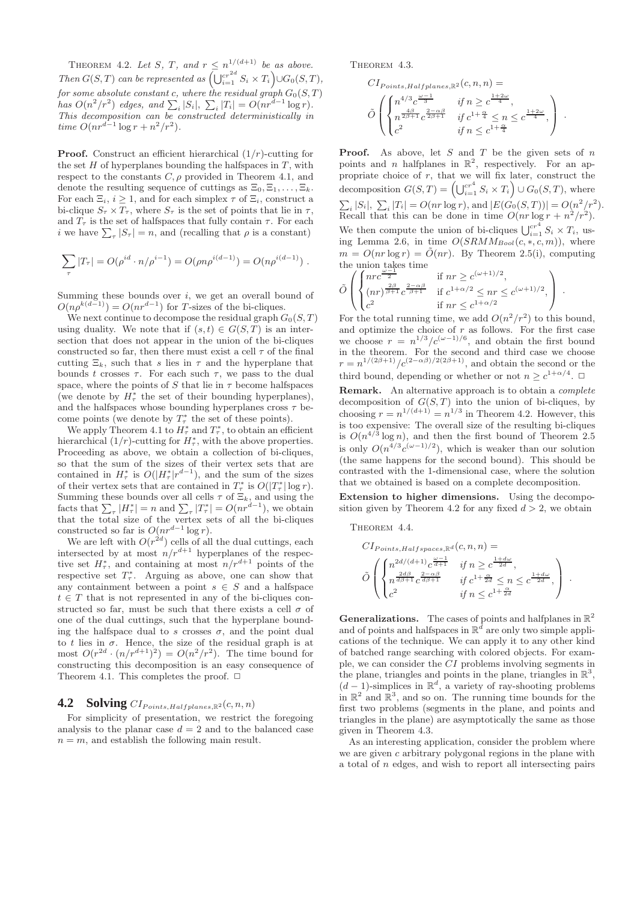THEOREM 4.2. *Let $S$, $T$, and $r \le n^{1/(d+1)}$ be as above. Then $G(S,T)$ can be represented as $\left(\bigcup_{i=1}^{cr^{2d}} S_i \times T_i\right) \cup G_0(S,T)$, for some absolute constant $c$, where the residual graph $G_0(S,T)$ has $O(n^2/r^2)$ edges, and $\sum_i |S_i|,\ \sum_i |T_i| = O(nr^{d-1}\log r)$. This decomposition can be constructed deterministically in time $O(nr^{d-1}\log r + n^2/r^2)$.*

**Proof.** Construct an efficient hierarchical $(1/r)$-cutting for the set $H$ of hyperplanes bounding the halfspaces in $T$, with respect to the constants $C, \rho$ provided in Theorem 4.1, and denote the resulting sequence of cuttings as $\Xi_0, \Xi_1, \ldots, \Xi_k$. For each $\Xi_i$, $i \ge 1$, and for each simplex $\tau$ of $\Xi_i$, construct a bi-clique $S_\tau \times T_\tau$, where $S_\tau$ is the set of points that lie in $\tau$, and $T_\tau$ is the set of halfspaces that fully contain $\tau$. For each $i$ we have $\sum_\tau |S_\tau| = n$, and (recalling that $\rho$ is a constant)

$$\sum_\tau |T_\tau| = O(\rho^{id} \cdot n/\rho^{i-1}) = O(\rho n \rho^{i(d-1)}) = O(n\rho^{i(d-1)}) \ .$$

Summing these bounds over $i$, we get an overall bound of $O(n\rho^{k(d-1)}) = O(nr^{d-1})$ for $T$-sizes of the bi-cliques.

We next continue to decompose the residual graph $G_0(S,T)$ using duality. We note that if $(s,t) \in G(S,T)$ is an intersection that does not appear in the union of the bi-cliques constructed so far, then there must exist a cell $\tau$ of the final cutting $\Xi_k$, such that $s$ lies in $\tau$ and the hyperplane that bounds $t$ crosses $\tau$. For each such $\tau$, we pass to the dual space, where the points of $S$ that lie in $\tau$ become halfspaces (we denote by $H_\tau^*$ the set of their bounding hyperplanes), and the halfspaces whose bounding hyperplanes cross $\tau$ become points (we denote by $T_\tau^*$ the set of these points).

We apply Theorem 4.1 to $H_\tau^*$ and $T_\tau^*$, to obtain an efficient hierarchical $(1/r)$-cutting for $H_\tau^*$, with the above properties. Proceeding as above, we obtain a collection of bi-cliques, so that the sum of the sizes of their vertex sets that are contained in $H_\tau^*$ is $O(|H_\tau^*|r^{d-1})$, and the sum of the sizes of their vertex sets that are contained in $T_\tau^*$ is $O(|T_\tau^*|\log r)$. Summing these bounds over all cells $\tau$ of $\Xi_k$, and using the facts that $\sum_\tau |H_\tau^*| = n$ and $\sum_\tau |T_\tau^*| = O(nr^{d-1})$, we obtain that the total size of the vertex sets of all the bi-cliques constructed so far is $O(nr^{d-1}\log r)$.

We are left with $O(r^{2d})$ cells of all the dual cuttings, each intersected by at most $n/r^{d+1}$ hyperplanes of the respective set $H_\tau^*$, and containing at most $n/r^{d+1}$ points of the respective set $T_\tau^*$. Arguing as above, one can show that any containment between a point $s \in S$ and a halfspace $t \in T$ that is not represented in any of the bi-cliques constructed so far, must be such that there exists a cell $\sigma$ of one of the dual cuttings, such that the hyperplane bounding the halfspace dual to $s$ crosses $\sigma$, and the point dual to $t$ lies in $\sigma$. Hence, the size of the residual graph is at most $O(r^{2d} \cdot (n/r^{d+1})^2) = O(n^2/r^2)$. The time bound for constructing this decomposition is an easy consequence of Theorem 4.1. This completes the proof. $\Box$

## 4.2 Solving $CI_{Points,Halfplanes,\mathbb{R}^2}(c,n,n)$

For simplicity of presentation, we restrict the foregoing analysis to the planar case $d=2$ and to the balanced case $n=m$, and establish the following main result.

THEOREM 4.3.

$$CI_{Points,Halfplanes,\mathbb{R}^2}(c,n,n) = \tilde{O}\left(\begin{cases} n^{4/3}c^{\frac{\omega-1}{3}} & \textit{if } n \ge c^{\frac{1+2\omega}{4}}, \\ n^{\frac{4\beta}{2\beta+1}}c^{\frac{2-\alpha\beta}{2\beta+1}} & \textit{if } c^{1+\frac{\alpha}{4}} \le n \le c^{\frac{1+2\omega}{4}}, \\ c^2 & \textit{if } n \le c^{1+\frac{\alpha}{4}} \end{cases}\right).$$

**Proof.** As above, let $S$ and $T$ be the given sets of $n$ points and $n$ halfplanes in $\mathbb{R}^2$, respectively. For an appropriate choice of $r$, that we will fix later, construct the decomposition $G(S,T) = \left(\bigcup_{i=1}^{cr^4} S_i \times T_i\right) \cup G_0(S,T)$, where $\sum_i |S_i|,\ \sum_i |T_i| = O(nr\log r)$, and $|E(G_0(S,T))| = O(n^2/r^2)$. Recall that this can be done in time $O(nr\log r + n^2/r^2)$. We then compute the union of bi-cliques $\bigcup_{i=1}^{cr^4} S_i \times T_i$, using Lemma 2.6, in time $O(SRMM_{Bool}(c,*,c,m))$, where $m = O(nr\log r) = \tilde{O}(nr)$. By Theorem 2.5(i), computing the union takes time

$$\tilde{O}\left(\begin{cases} nrc^{\frac{\omega-1}{2}} & \text{if } nr \ge c^{(\omega+1)/2}, \\ (nr)^{\frac{2\beta}{\beta+1}}c^{\frac{2-\alpha\beta}{\beta+1}} & \text{if } c^{1+\alpha/2} \le nr \le c^{(\omega+1)/2}, \\ c^2 & \text{if } nr \le c^{1+\alpha/2} \end{cases}\right).$$

For the total running time, we add $O(n^2/r^2)$ to this bound, and optimize the choice of $r$ as follows. For the first case we choose $r = n^{1/3}/c^{(\omega-1)/6}$, and obtain the first bound in the theorem. For the second and third case we choose $r = n^{1/(2\beta+1)}/c^{(2-\alpha\beta)/2(2\beta+1)}$, and obtain the second or the third bound, depending or whether or not $n \le c^{1+\alpha/4}$. $\Box$

**Remark.** An alternative approach is to obtain a *complete* decomposition of $G(S,T)$ into the union of bi-cliques, by choosing $r = n^{1/(d+1)} = n^{1/3}$ in Theorem 4.2. However, this is too expensive: The overall size of the resulting bi-cliques is $O(n^{4/3}\log n)$, and then the first bound of Theorem 2.5 is only $O(n^{4/3}c^{(\omega-1)/2})$, which is weaker than our solution (the same happens for the second bound). This should be contrasted with the 1-dimensional case, where the solution that we obtained is based on a complete decomposition.

**Extension to higher dimensions.** Using the decomposition given by Theorem 4.2 for any fixed $d > 2$, we obtain

THEOREM 4.4.

$$CI_{Points,Halfspaces,\mathbb{R}^d}(c,n,n) = \tilde{O}\left(\begin{cases} n^{2d/(d+1)}c^{\frac{\omega-1}{d+1}} & \textit{if } n \ge c^{\frac{1+d\omega}{2d}}, \\ n^{\frac{2d\beta}{d\beta+1}}c^{\frac{2-\alpha\beta}{d\beta+1}} & \textit{if } c^{1+\frac{\alpha}{2d}} \le n \le c^{\frac{1+d\omega}{2d}}, \\ c^2 & \textit{if } n \le c^{1+\frac{\alpha}{2d}} \end{cases}\right).$$

**Generalizations.** The cases of points and halfplanes in $\mathbb{R}^2$ and of points and halfspaces in $\mathbb{R}^d$ are only two simple applications of the technique. We can apply it to any other kind of batched range searching with colored objects. For example, we can consider the $CI$ problems involving segments in the plane, triangles and points in the plane, triangles in $\mathbb{R}^3$, $(d-1)$-simplices in $\mathbb{R}^d$, a variety of ray-shooting problems in $\mathbb{R}^2$ and $\mathbb{R}^3$, and so on. The running time bounds for the first two problems (segments in the plane, and points and triangles in the plane) are asymptotically the same as those given in Theorem 4.3.

As an interesting application, consider the problem where we are given $c$ arbitrary polygonal regions in the plane with a total of $n$ edges, and wish to report all intersecting pairs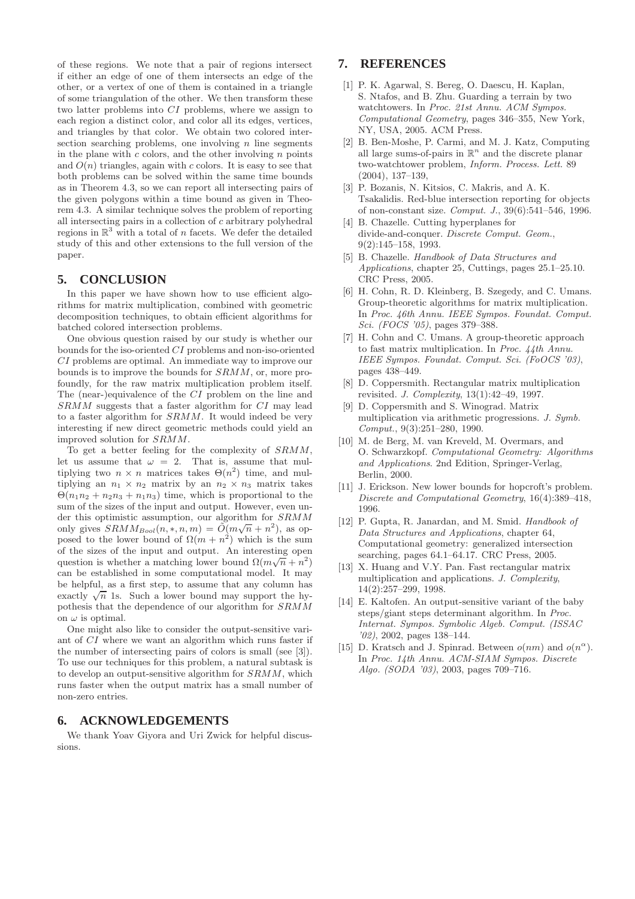of these regions. We note that a pair of regions intersect if either an edge of one of them intersects an edge of the other, or a vertex of one of them is contained in a triangle of some triangulation of the other. We then transform these two latter problems into $CI$ problems, where we assign to each region a distinct color, and color all its edges, vertices, and triangles by that color. We obtain two colored intersection searching problems, one involving $n$ line segments in the plane with $c$ colors, and the other involving $n$ points and $O(n)$ triangles, again with $c$ colors. It is easy to see that both problems can be solved within the same time bounds as in Theorem 4.3, so we can report all intersecting pairs of the given polygons within a time bound as given in Theorem 4.3. A similar technique solves the problem of reporting all intersecting pairs in a collection of $c$ arbitrary polyhedral regions in $\mathbb{R}^3$ with a total of $n$ facets. We defer the detailed study of this and other extensions to the full version of the paper.

## 5. CONCLUSION

In this paper we have shown how to use efficient algorithms for matrix multiplication, combined with geometric decomposition techniques, to obtain efficient algorithms for batched colored intersection problems.

One obvious question raised by our study is whether our bounds for the iso-oriented $CI$ problems and non-iso-oriented $CI$ problems are optimal. An immediate way to improve our bounds is to improve the bounds for $SRMM$, or, more profoundly, for the raw matrix multiplication problem itself. The (near-)equivalence of the $CI$ problem on the line and $SRMM$ suggests that a faster algorithm for $CI$ may lead to a faster algorithm for $SRMM$. It would indeed be very interesting if new direct geometric methods could yield an improved solution for $SRMM$.

To get a better feeling for the complexity of $SRMM$, let us assume that $\omega = 2$. That is, assume that multiplying two $n \times n$ matrices takes $\Theta(n^2)$ time, and multiplying an $n_1 \times n_2$ matrix by an $n_2 \times n_3$ matrix takes $\Theta(n_1n_2 + n_2n_3 + n_1n_3)$ time, which is proportional to the sum of the sizes of the input and output. However, even under this optimistic assumption, our algorithm for $SRMM$ only gives $SRMM_{Bool}(n, *, n, m) = \tilde{O}(m\sqrt{n} + n^2)$, as opposed to the lower bound of $\Omega(m + n^2)$ which is the sum of the sizes of the input and output. An interesting open question is whether a matching lower bound $\Omega(m\sqrt{n} + n^2)$ can be established in some computational model. It may be helpful, as a first step, to assume that any column has exactly $\sqrt{n}$ 1s. Such a lower bound may support the hypothesis that the dependence of our algorithm for $SRMM$ on $\omega$ is optimal.

One might also like to consider the output-sensitive variant of $CI$ where we want an algorithm which runs faster if the number of intersecting pairs of colors is small (see [3]). To use our techniques for this problem, a natural subtask is to develop an output-sensitive algorithm for $SRMM$, which runs faster when the output matrix has a small number of non-zero entries.

## 6. ACKNOWLEDGEMENTS

We thank Yoav Giyora and Uri Zwick for helpful discussions.

## 7. REFERENCES

[1] P. K. Agarwal, S. Bereg, O. Daescu, H. Kaplan, S. Ntafos, and B. Zhu. Guarding a terrain by two watchtowers. In *Proc. 21st Annu. ACM Sympos. Computational Geometry*, pages 346–355, New York, NY, USA, 2005. ACM Press.

[2] B. Ben-Moshe, P. Carmi, and M. J. Katz, Computing all large sums-of-pairs in $\mathbb{R}^n$ and the discrete planar two-watchtower problem, *Inform. Process. Lett.* 89 (2004), 137–139,

[3] P. Bozanis, N. Kitsios, C. Makris, and A. K. Tsakalidis. Red-blue intersection reporting for objects of non-constant size. *Comput. J.*, 39(6):541–546, 1996.

[4] B. Chazelle. Cutting hyperplanes for divide-and-conquer. *Discrete Comput. Geom.*, 9(2):145–158, 1993.

[5] B. Chazelle. *Handbook of Data Structures and Applications*, chapter 25, Cuttings, pages 25.1–25.10. CRC Press, 2005.

[6] H. Cohn, R. D. Kleinberg, B. Szegedy, and C. Umans. Group-theoretic algorithms for matrix multiplication. In *Proc. 46th Annu. IEEE Sympos. Foundat. Comput. Sci. (FOCS '05)*, pages 379–388.

[7] H. Cohn and C. Umans. A group-theoretic approach to fast matrix multiplication. In *Proc. 44th Annu. IEEE Sympos. Foundat. Comput. Sci. (FoOCS '03)*, pages 438–449.

[8] D. Coppersmith. Rectangular matrix multiplication revisited. *J. Complexity*, 13(1):42–49, 1997.

[9] D. Coppersmith and S. Winograd. Matrix multiplication via arithmetic progressions. *J. Symb. Comput.*, 9(3):251–280, 1990.

[10] M. de Berg, M. van Kreveld, M. Overmars, and O. Schwarzkopf. *Computational Geometry: Algorithms and Applications*. 2nd Edition, Springer-Verlag, Berlin, 2000.

[11] J. Erickson. New lower bounds for hopcroft's problem. *Discrete and Computational Geometry*, 16(4):389–418, 1996.

[12] P. Gupta, R. Janardan, and M. Smid. *Handbook of Data Structures and Applications*, chapter 64, Computational geometry: generalized intersection searching, pages 64.1–64.17. CRC Press, 2005.

[13] X. Huang and V.Y. Pan. Fast rectangular matrix multiplication and applications. *J. Complexity*, 14(2):257–299, 1998.

[14] E. Kaltofen. An output-sensitive variant of the baby steps/giant steps determinant algorithm. In *Proc. Internat. Sympos. Symbolic Algeb. Comput. (ISSAC '02)*, 2002, pages 138–144.

[15] D. Kratsch and J. Spinrad. Between $o(nm)$ and $o(n^{\alpha})$. In *Proc. 14th Annu. ACM-SIAM Sympos. Discrete Algo. (SODA '03)*, 2003, pages 709–716.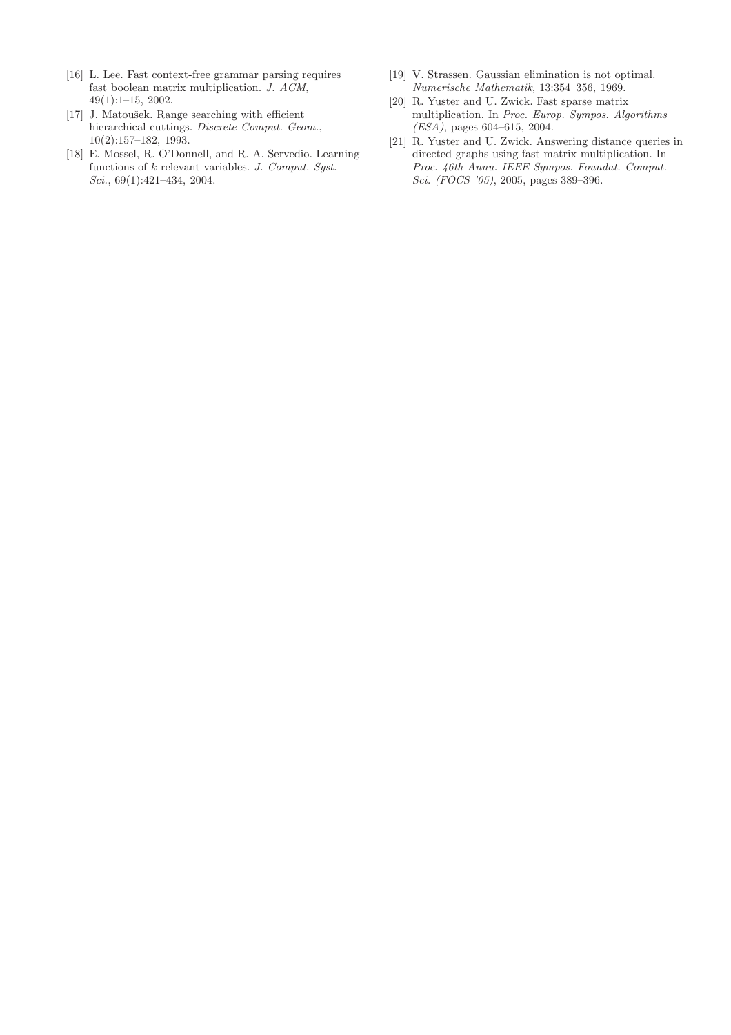[16] L. Lee. Fast context-free grammar parsing requires fast boolean matrix multiplication. *J. ACM*, 49(1):1–15, 2002.

[17] J. Matoušek. Range searching with efficient hierarchical cuttings. *Discrete Comput. Geom.*, 10(2):157–182, 1993.

[18] E. Mossel, R. O'Donnell, and R. A. Servedio. Learning functions of $k$ relevant variables. *J. Comput. Syst. Sci.*, 69(1):421–434, 2004.

[19] V. Strassen. Gaussian elimination is not optimal. *Numerische Mathematik*, 13:354–356, 1969.

[20] R. Yuster and U. Zwick. Fast sparse matrix multiplication. In *Proc. Europ. Sympos. Algorithms (ESA)*, pages 604–615, 2004.

[21] R. Yuster and U. Zwick. Answering distance queries in directed graphs using fast matrix multiplication. In *Proc. 46th Annu. IEEE Sympos. Foundat. Comput. Sci. (FOCS '05)*, 2005, pages 389–396.